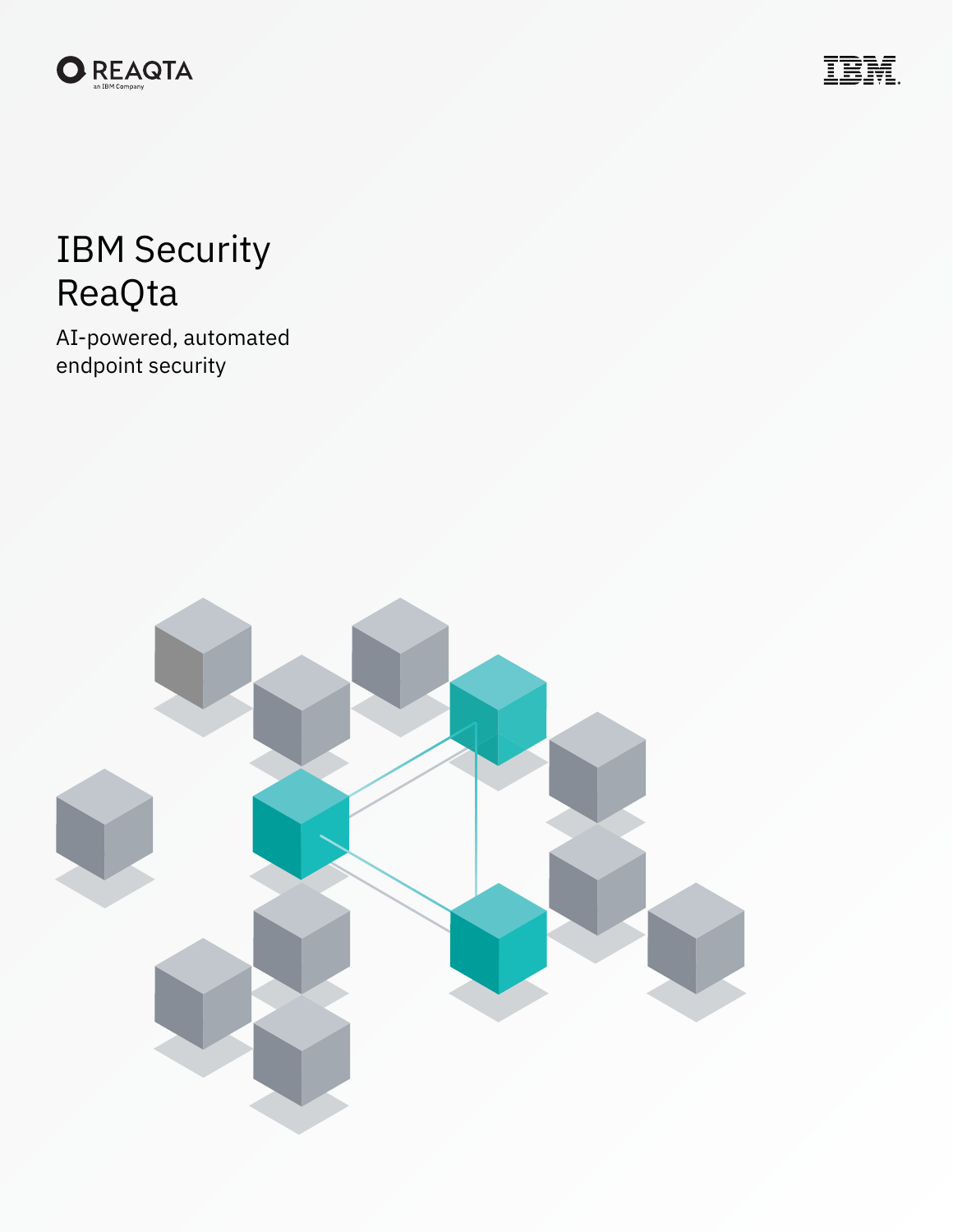REAQTA
an IBM Company

IBM

# IBM Security ReaQta

AI-powered, automated endpoint security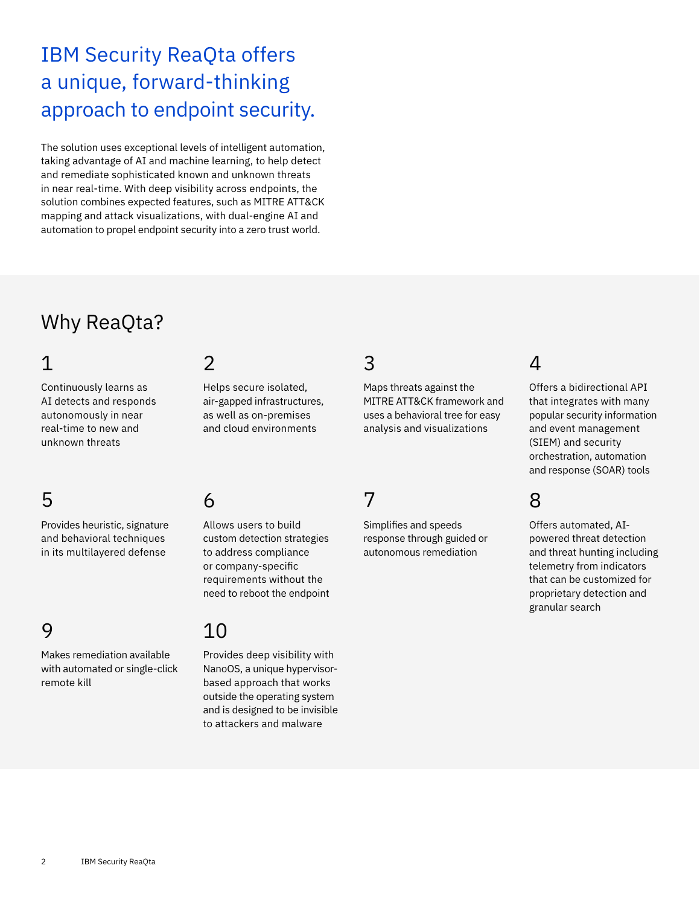# IBM Security ReaQta offers a unique, forward-thinking approach to endpoint security.

The solution uses exceptional levels of intelligent automation, taking advantage of AI and machine learning, to help detect and remediate sophisticated known and unknown threats in near real-time. With deep visibility across endpoints, the solution combines expected features, such as MITRE ATT&CK mapping and attack visualizations, with dual-engine AI and automation to propel endpoint security into a zero trust world.

## Why ReaQta?

1. Continuously learns as AI detects and responds autonomously in near real-time to new and unknown threats

2. Helps secure isolated, air-gapped infrastructures, as well as on-premises and cloud environments

3. Maps threats against the MITRE ATT&CK framework and uses a behavioral tree for easy analysis and visualizations

4. Offers a bidirectional API that integrates with many popular security information and event management (SIEM) and security orchestration, automation and response (SOAR) tools

5. Provides heuristic, signature and behavioral techniques in its multilayered defense

6. Allows users to build custom detection strategies to address compliance or company-specific requirements without the need to reboot the endpoint

7. Simplifies and speeds response through guided or autonomous remediation

8. Offers automated, AI-powered threat detection and threat hunting including telemetry from indicators that can be customized for proprietary detection and granular search

9. Makes remediation available with automated or single-click remote kill

10. Provides deep visibility with NanoOS, a unique hypervisor-based approach that works outside the operating system and is designed to be invisible to attackers and malware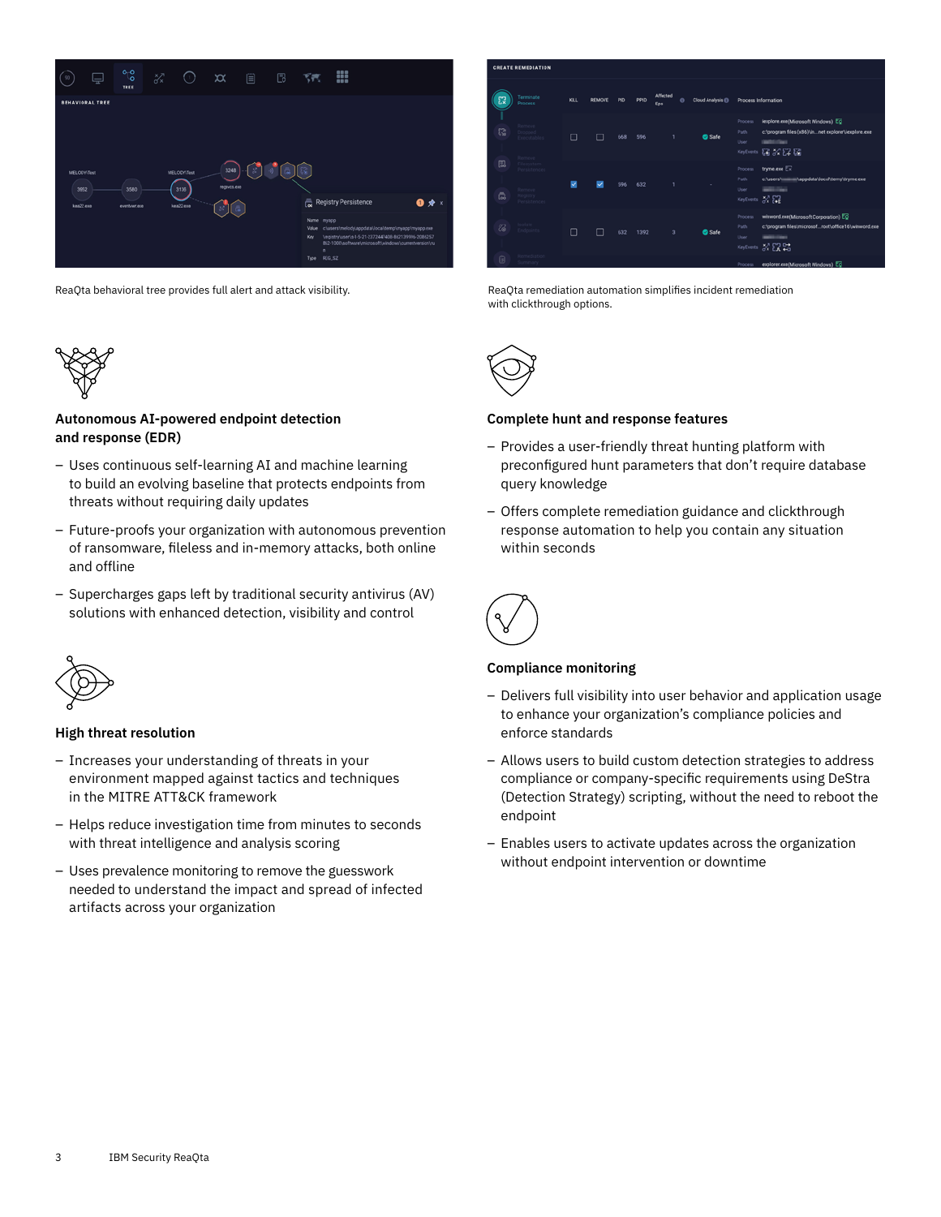ReaQta behavioral tree provides full alert and attack visibility.

ReaQta remediation automation simplifies incident remediation with clickthrough options.

### Autonomous AI-powered endpoint detection and response (EDR)

– Uses continuous self-learning AI and machine learning to build an evolving baseline that protects endpoints from threats without requiring daily updates

– Future-proofs your organization with autonomous prevention of ransomware, fileless and in-memory attacks, both online and offline

– Supercharges gaps left by traditional security antivirus (AV) solutions with enhanced detection, visibility and control

### High threat resolution

– Increases your understanding of threats in your environment mapped against tactics and techniques in the MITRE ATT&CK framework

– Helps reduce investigation time from minutes to seconds with threat intelligence and analysis scoring

– Uses prevalence monitoring to remove the guesswork needed to understand the impact and spread of infected artifacts across your organization

### Complete hunt and response features

– Provides a user-friendly threat hunting platform with preconfigured hunt parameters that don't require database query knowledge

– Offers complete remediation guidance and clickthrough response automation to help you contain any situation within seconds

### Compliance monitoring

– Delivers full visibility into user behavior and application usage to enhance your organization's compliance policies and enforce standards

– Allows users to build custom detection strategies to address compliance or company-specific requirements using DeStra (Detection Strategy) scripting, without the need to reboot the endpoint

– Enables users to activate updates across the organization without endpoint intervention or downtime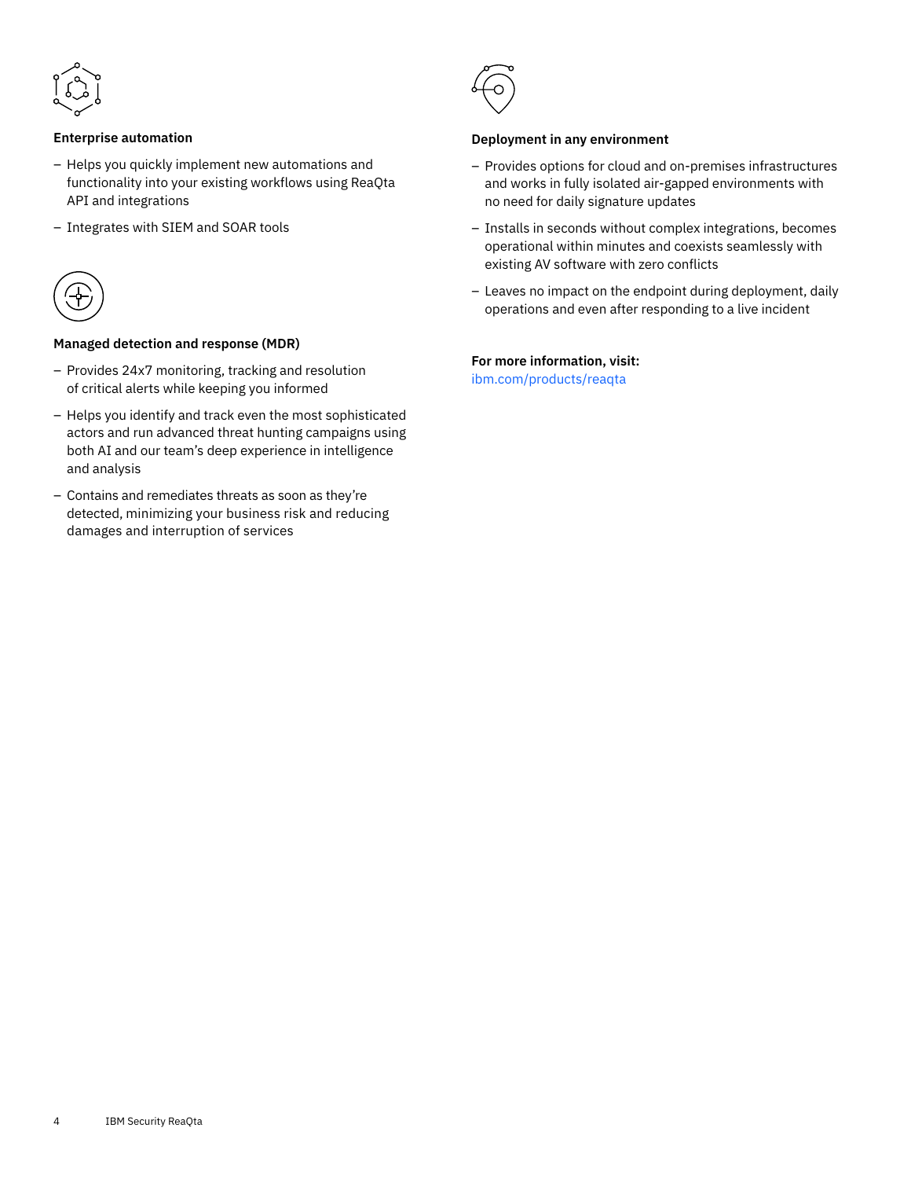### Enterprise automation

- Helps you quickly implement new automations and functionality into your existing workflows using ReaQta API and integrations
- Integrates with SIEM and SOAR tools

### Managed detection and response (MDR)

- Provides 24x7 monitoring, tracking and resolution of critical alerts while keeping you informed
- Helps you identify and track even the most sophisticated actors and run advanced threat hunting campaigns using both AI and our team's deep experience in intelligence and analysis
- Contains and remediates threats as soon as they're detected, minimizing your business risk and reducing damages and interruption of services

### Deployment in any environment

- Provides options for cloud and on-premises infrastructures and works in fully isolated air-gapped environments with no need for daily signature updates
- Installs in seconds without complex integrations, becomes operational within minutes and coexists seamlessly with existing AV software with zero conflicts
- Leaves no impact on the endpoint during deployment, daily operations and even after responding to a live incident

**For more information, visit:**
ibm.com/products/reaqta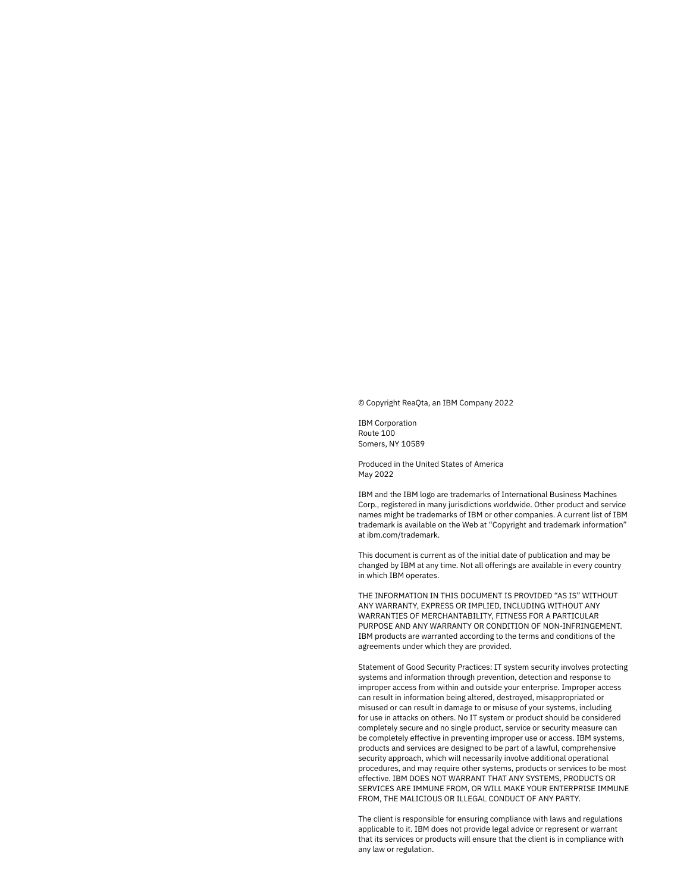© Copyright ReaQta, an IBM Company 2022

IBM Corporation
Route 100
Somers, NY 10589

Produced in the United States of America
May 2022

IBM and the IBM logo are trademarks of International Business Machines Corp., registered in many jurisdictions worldwide. Other product and service names might be trademarks of IBM or other companies. A current list of IBM trademark is available on the Web at "Copyright and trademark information" at ibm.com/trademark.

This document is current as of the initial date of publication and may be changed by IBM at any time. Not all offerings are available in every country in which IBM operates.

THE INFORMATION IN THIS DOCUMENT IS PROVIDED "AS IS" WITHOUT ANY WARRANTY, EXPRESS OR IMPLIED, INCLUDING WITHOUT ANY WARRANTIES OF MERCHANTABILITY, FITNESS FOR A PARTICULAR PURPOSE AND ANY WARRANTY OR CONDITION OF NON-INFRINGEMENT. IBM products are warranted according to the terms and conditions of the agreements under which they are provided.

Statement of Good Security Practices: IT system security involves protecting systems and information through prevention, detection and response to improper access from within and outside your enterprise. Improper access can result in information being altered, destroyed, misappropriated or misused or can result in damage to or misuse of your systems, including for use in attacks on others. No IT system or product should be considered completely secure and no single product, service or security measure can be completely effective in preventing improper use or access. IBM systems, products and services are designed to be part of a lawful, comprehensive security approach, which will necessarily involve additional operational procedures, and may require other systems, products or services to be most effective. IBM DOES NOT WARRANT THAT ANY SYSTEMS, PRODUCTS OR SERVICES ARE IMMUNE FROM, OR WILL MAKE YOUR ENTERPRISE IMMUNE FROM, THE MALICIOUS OR ILLEGAL CONDUCT OF ANY PARTY.

The client is responsible for ensuring compliance with laws and regulations applicable to it. IBM does not provide legal advice or represent or warrant that its services or products will ensure that the client is in compliance with any law or regulation.